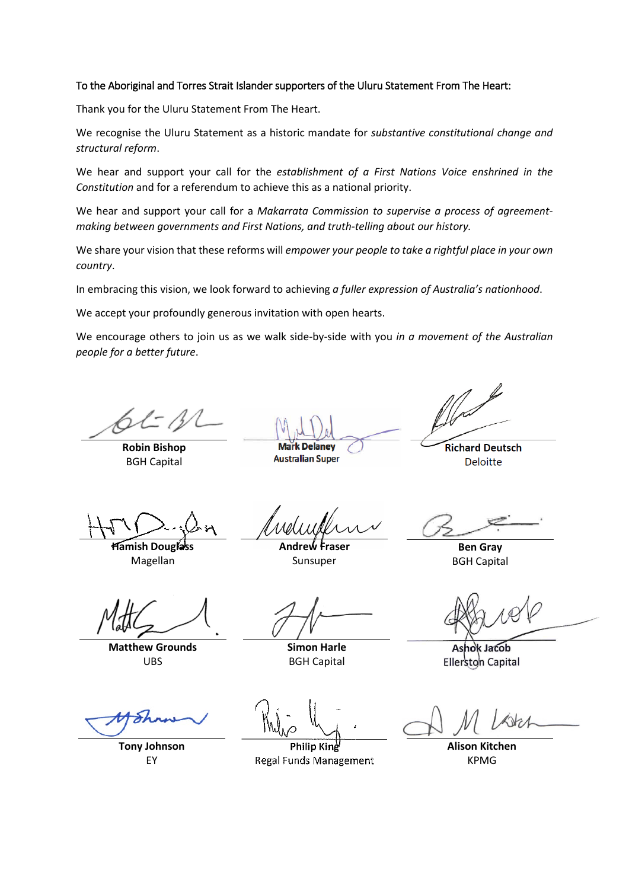To the Aboriginal and Torres Strait Islander supporters of the Uluru Statement From The Heart:

Thank you for the Uluru Statement From The Heart.

We recognise the Uluru Statement as a historic mandate for *substantive constitutional change and structural reform*.

We hear and support your call for the *establishment of a First Nations Voice enshrined in the Constitution* and for a referendum to achieve this as a national priority.

We hear and support your call for a *Makarrata Commission to supervise a process of agreement-making between governments and First Nations, and truth-telling about our history.*

We share your vision that these reforms will *empower your people to take a rightful place in your own country*.

In embracing this vision, we look forward to achieving *a fuller expression of Australia's nationhood*.

We accept your profoundly generous invitation with open hearts.

We encourage others to join us as we walk side-by-side with you *in a movement of the Australian people for a better future*.

| | | |
|---|---|---|
| **Robin Bishop**<br>BGH Capital | **Mark Delaney**<br>Australian Super | **Richard Deutsch**<br>Deloitte |
| **Hamish Douglass**<br>Magellan | **Andrew Fraser**<br>Sunsuper | **Ben Gray**<br>BGH Capital |
| **Matthew Grounds**<br>UBS | **Simon Harle**<br>BGH Capital | **Ashok Jacob**<br>Ellerston Capital |
| **Tony Johnson**<br>EY | **Philip King**<br>Regal Funds Management | **Alison Kitchen**<br>KPMG |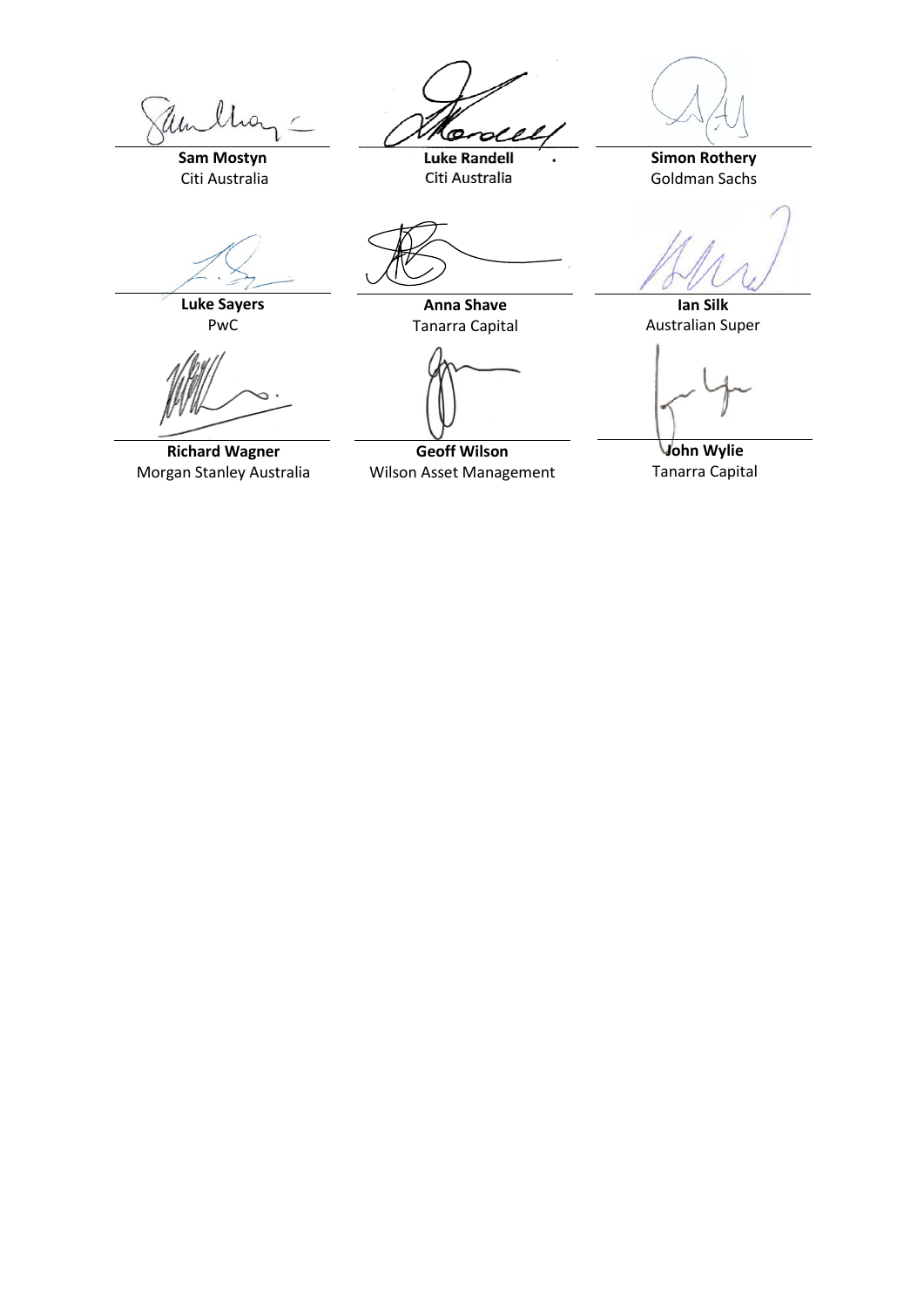**Sam Mostyn**
Citi Australia

**Luke Randell**
Citi Australia

**Simon Rothery**
Goldman Sachs

**Luke Sayers**
PwC

**Anna Shave**
Tanarra Capital

**Ian Silk**
Australian Super

**Richard Wagner**
Morgan Stanley Australia

**Geoff Wilson**
Wilson Asset Management

**John Wylie**
Tanarra Capital